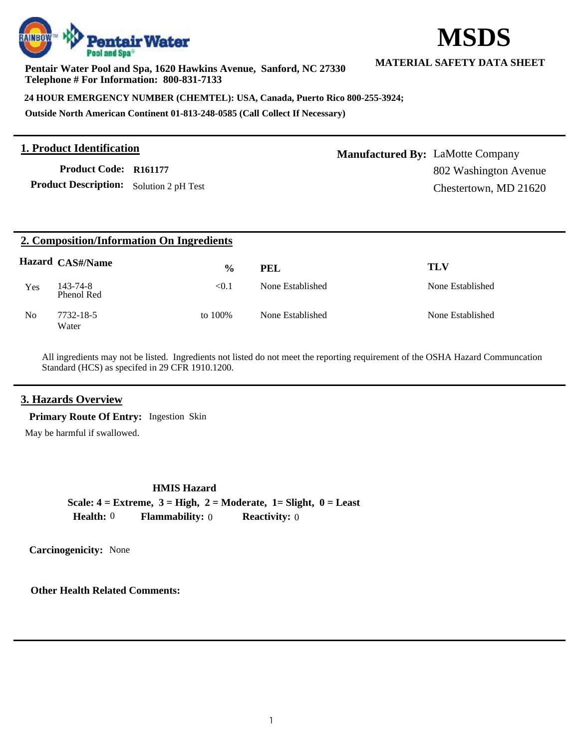# MSDS

**MATERIAL SAFETY DATA SHEET**

**Pentair Water Pool and Spa, 1620 Hawkins Avenue, Sanford, NC 27330**
**Telephone # For Information: 800-831-7133**

**24 HOUR EMERGENCY NUMBER (CHEMTEL): USA, Canada, Puerto Rico 800-255-3924;**

**Outside North American Continent 01-813-248-0585 (Call Collect If Necessary)**

## 1. Product Identification

**Product Code:** R161177

**Product Description:** Solution 2 pH Test

**Manufactured By:** LaMotte Company
802 Washington Avenue
Chestertown, MD 21620

## 2. Composition/Information On Ingredients

| Hazard | CAS#/Name | % | PEL | TLV |
|---|---|---|---|---|
| Yes | 143-74-8 Phenol Red | <0.1 | None Established | None Established |
| No | 7732-18-5 Water | to 100% | None Established | None Established |

All ingredients may not be listed. Ingredients not listed do not meet the reporting requirement of the OSHA Hazard Communcation Standard (HCS) as specifed in 29 CFR 1910.1200.

## 3. Hazards Overview

**Primary Route Of Entry:** Ingestion Skin

May be harmful if swallowed.

**HMIS Hazard**

**Scale: 4 = Extreme, 3 = High, 2 = Moderate, 1= Slight, 0 = Least**

**Health:** 0 **Flammability:** 0 **Reactivity:** 0

**Carcinogenicity:** None

**Other Health Related Comments:**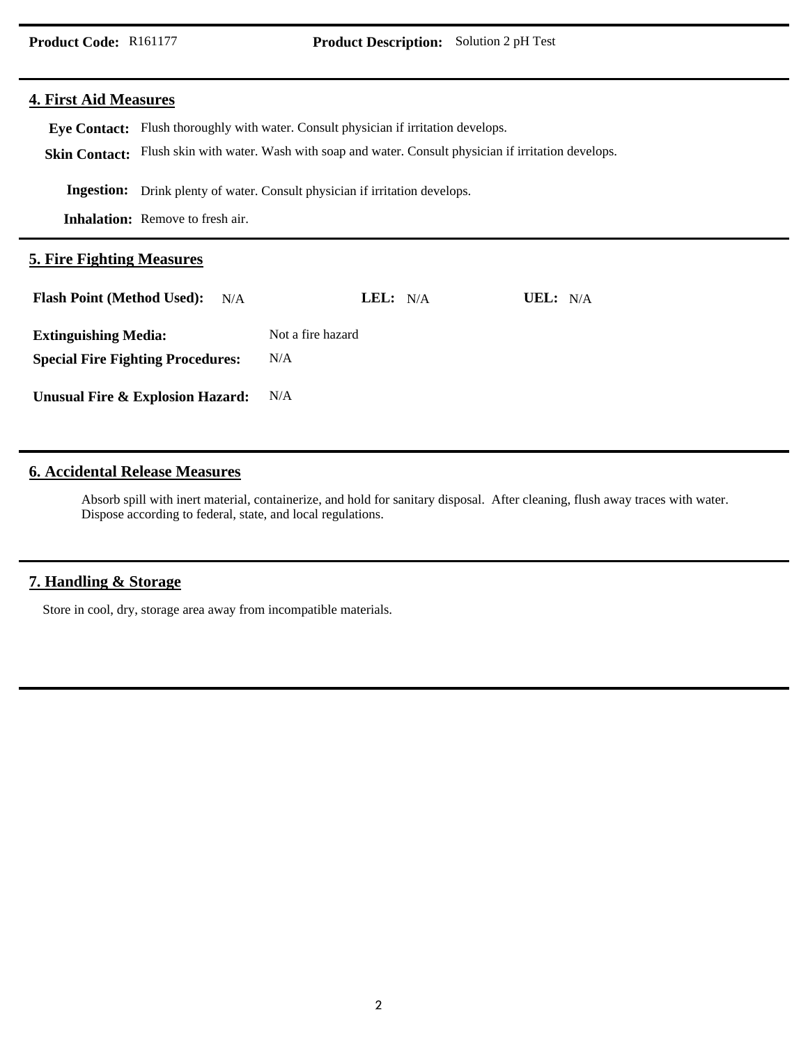**Product Code:** R161177 **Product Description:** Solution 2 pH Test

## 4. First Aid Measures

**Eye Contact:** Flush thoroughly with water. Consult physician if irritation develops.

**Skin Contact:** Flush skin with water. Wash with soap and water. Consult physician if irritation develops.

**Ingestion:** Drink plenty of water. Consult physician if irritation develops.

**Inhalation:** Remove to fresh air.

## 5. Fire Fighting Measures

**Flash Point (Method Used):** N/A **LEL:** N/A **UEL:** N/A

**Extinguishing Media:** Not a fire hazard

**Special Fire Fighting Procedures:** N/A

**Unusual Fire & Explosion Hazard:** N/A

## 6. Accidental Release Measures

Absorb spill with inert material, containerize, and hold for sanitary disposal. After cleaning, flush away traces with water. Dispose according to federal, state, and local regulations.

## 7. Handling & Storage

Store in cool, dry, storage area away from incompatible materials.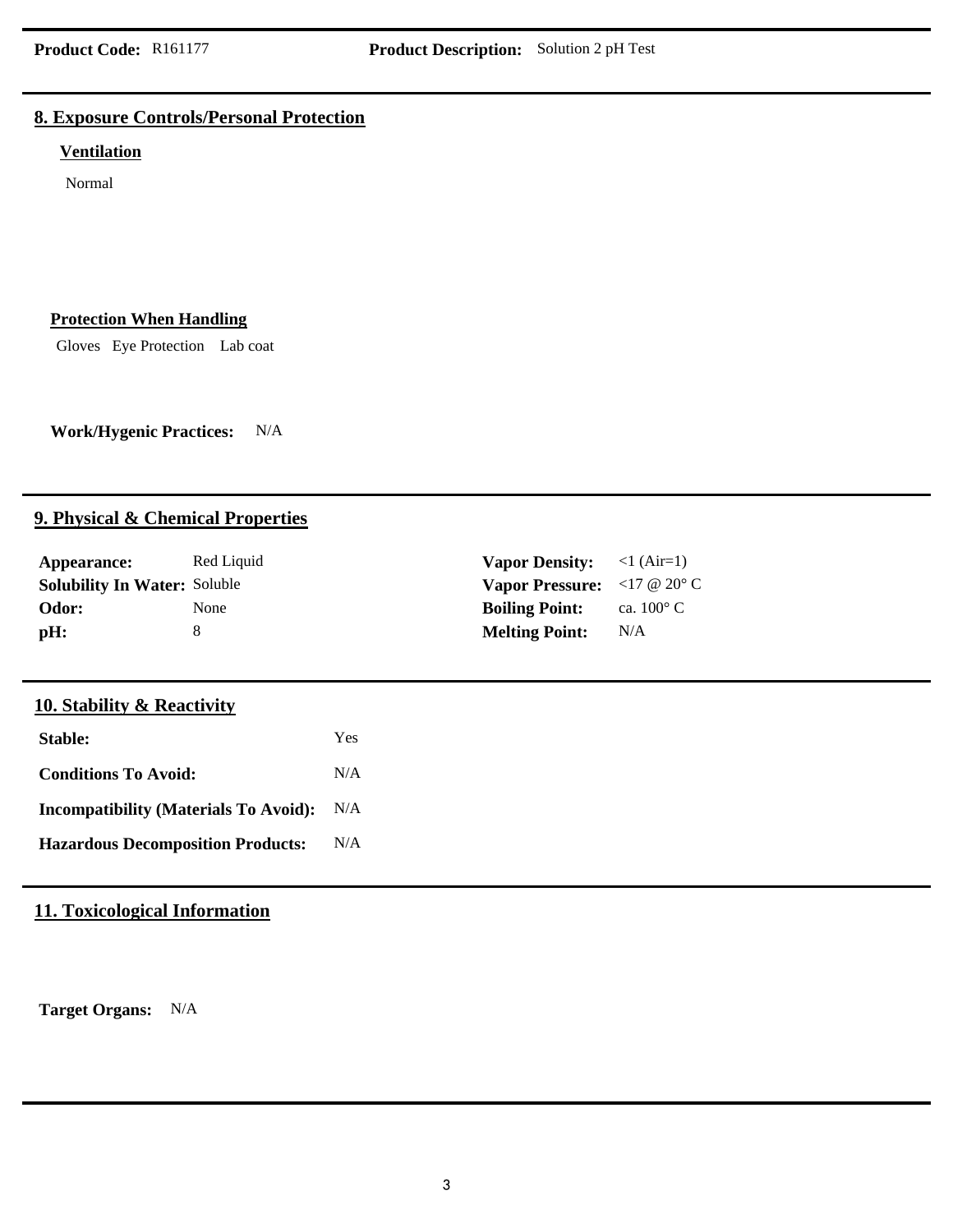**Product Code:** R161177 **Product Description:** Solution 2 pH Test

## 8. Exposure Controls/Personal Protection

### Ventilation

Normal

### Protection When Handling

Gloves Eye Protection Lab coat

**Work/Hygenic Practices:** N/A

## 9. Physical & Chemical Properties

| | | | |
|---|---|---|---|
| **Appearance:** | Red Liquid | **Vapor Density:** | <1 (Air=1) |
| **Solubility In Water:** | Soluble | **Vapor Pressure:** | <17 @ 20° C |
| **Odor:** | None | **Boiling Point:** | ca. 100° C |
| **pH:** | 8 | **Melting Point:** | N/A |

## 10. Stability & Reactivity

| | |
|---|---|
| **Stable:** | Yes |
| **Conditions To Avoid:** | N/A |
| **Incompatibility (Materials To Avoid):** | N/A |
| **Hazardous Decomposition Products:** | N/A |

## 11. Toxicological Information

**Target Organs:** N/A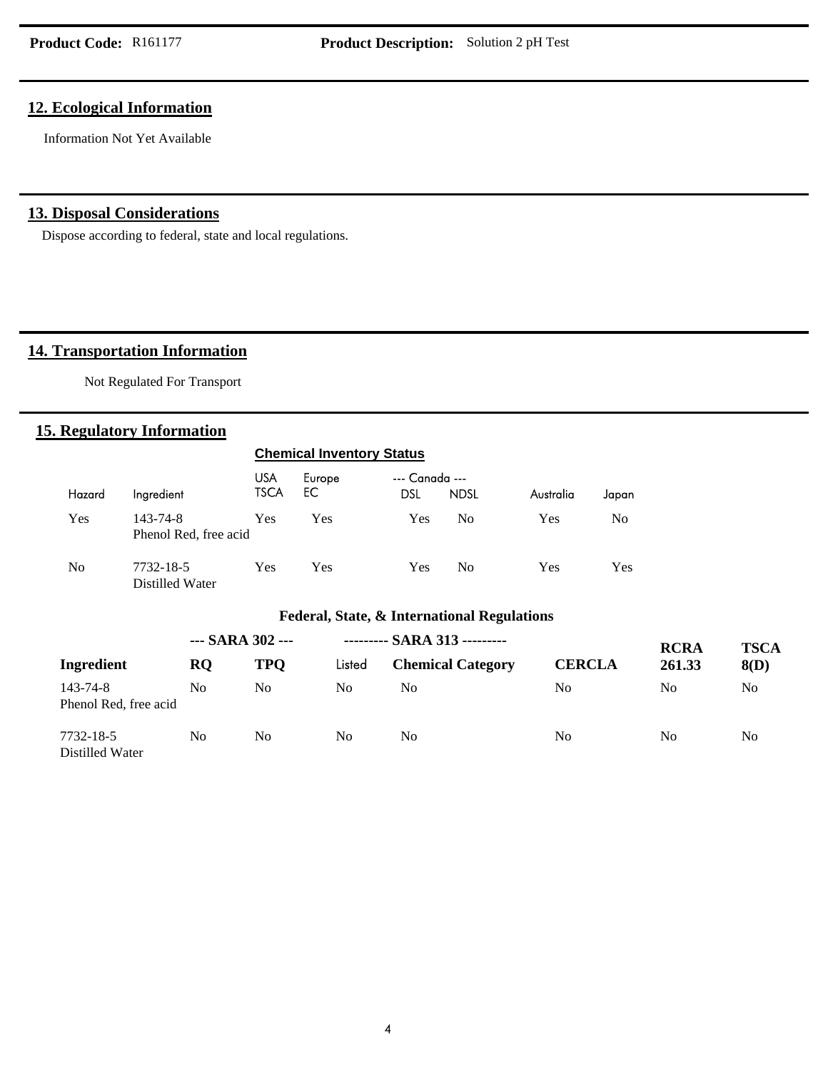**Product Code:** R161177 **Product Description:** Solution 2 pH Test

## 12. Ecological Information

Information Not Yet Available

## 13. Disposal Considerations

Dispose according to federal, state and local regulations.

## 14. Transportation Information

Not Regulated For Transport

## 15. Regulatory Information

**Chemical Inventory Status**

| Hazard | Ingredient | USA TSCA | Europe EC | --- Canada --- DSL | NDSL | Australia | Japan |
|---|---|---|---|---|---|---|---|
| Yes | 143-74-8 Phenol Red, free acid | Yes | Yes | Yes | No | Yes | No |
| No | 7732-18-5 Distilled Water | Yes | Yes | Yes | No | Yes | Yes |

**Federal, State, & International Regulations**

| | --- SARA 302 --- | | --------- SARA 313 --------- | | | | |
|---|---|---|---|---|---|---|---|
| **Ingredient** | **RQ** | **TPQ** | Listed | **Chemical Category** | **CERCLA** | **RCRA 261.33** | **TSCA 8(D)** |
| 143-74-8 Phenol Red, free acid | No | No | No | No | No | No | No |
| 7732-18-5 Distilled Water | No | No | No | No | No | No | No |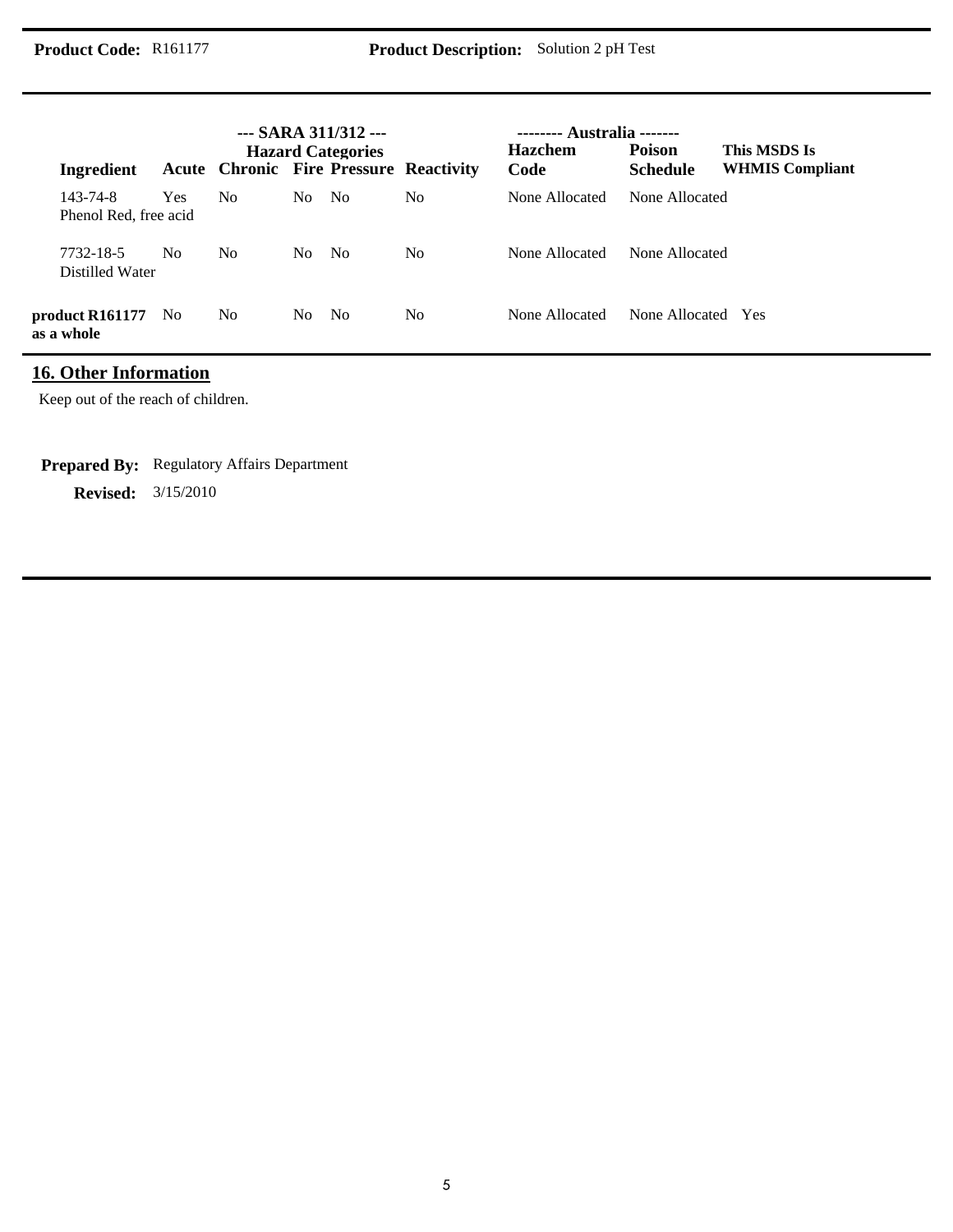**Product Code:** R161177 **Product Description:** Solution 2 pH Test

| | --- SARA 311/312 --- Hazard Categories | | | | | -------- Australia ------- | | |
|---|---|---|---|---|---|---|---|---|
| **Ingredient** | **Acute** | **Chronic** | **Fire** | **Pressure** | **Reactivity** | **Hazchem Code** | **Poison Schedule** | **This MSDS Is WHMIS Compliant** |
| 143-74-8 Phenol Red, free acid | Yes | No | No | No | No | None Allocated | None Allocated | |
| 7732-18-5 Distilled Water | No | No | No | No | No | None Allocated | None Allocated | |
| **product R161177 as a whole** | No | No | No | No | No | None Allocated | None Allocated | Yes |

## 16. Other Information

Keep out of the reach of children.

**Prepared By:** Regulatory Affairs Department

**Revised:** 3/15/2010